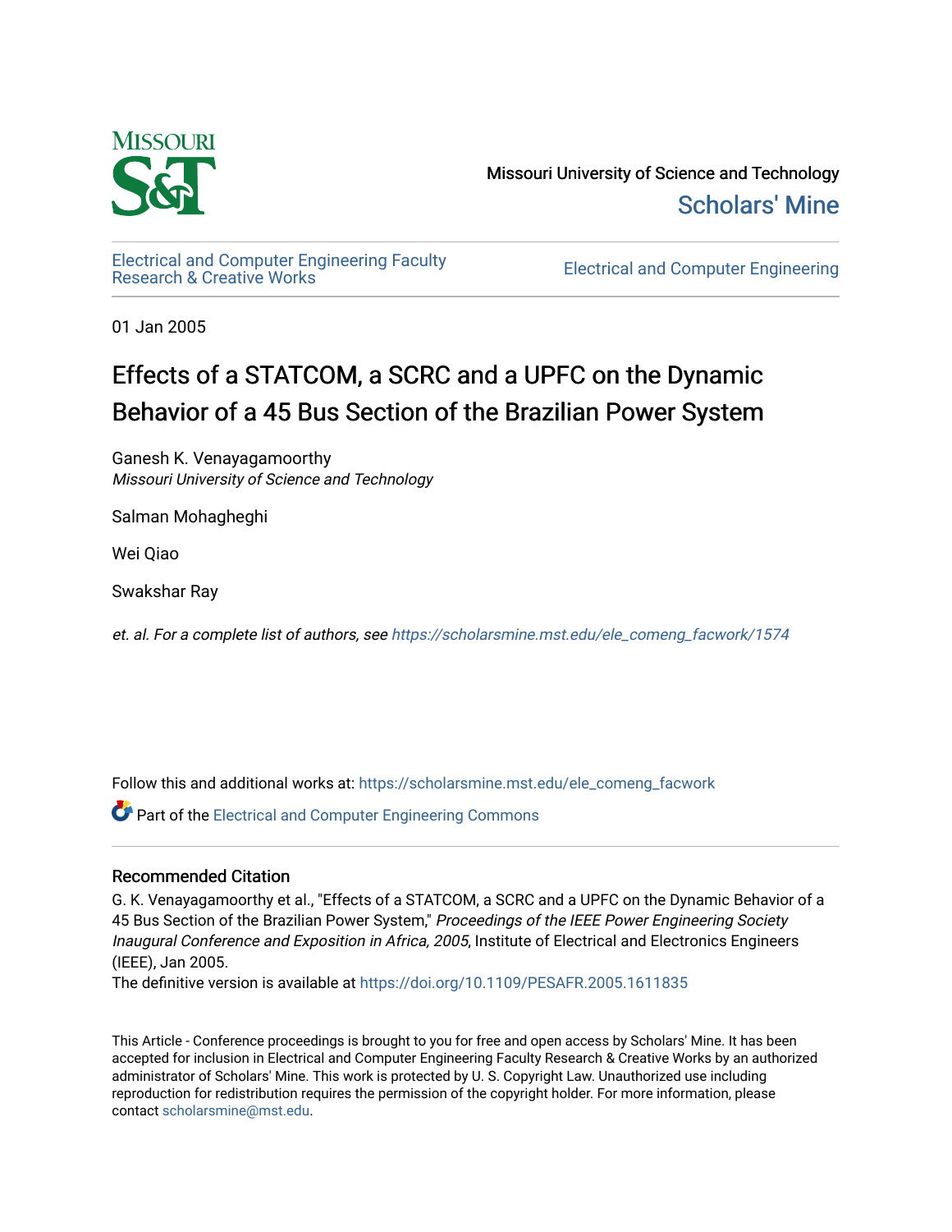Missouri University of Science and Technology

Scholars' Mine

Electrical and Computer Engineering Faculty Research & Creative Works

Electrical and Computer Engineering

01 Jan 2005

# Effects of a STATCOM, a SCRC and a UPFC on the Dynamic Behavior of a 45 Bus Section of the Brazilian Power System

Ganesh K. Venayagamoorthy
*Missouri University of Science and Technology*

Salman Mohagheghi

Wei Qiao

Swakshar Ray

*et. al. For a complete list of authors, see* https://scholarsmine.mst.edu/ele_comeng_facwork/1574

Follow this and additional works at: https://scholarsmine.mst.edu/ele_comeng_facwork

Part of the Electrical and Computer Engineering Commons

## Recommended Citation

G. K. Venayagamoorthy et al., "Effects of a STATCOM, a SCRC and a UPFC on the Dynamic Behavior of a 45 Bus Section of the Brazilian Power System," *Proceedings of the IEEE Power Engineering Society Inaugural Conference and Exposition in Africa, 2005*, Institute of Electrical and Electronics Engineers (IEEE), Jan 2005.

The definitive version is available at https://doi.org/10.1109/PESAFR.2005.1611835

This Article - Conference proceedings is brought to you for free and open access by Scholars' Mine. It has been accepted for inclusion in Electrical and Computer Engineering Faculty Research & Creative Works by an authorized administrator of Scholars' Mine. This work is protected by U. S. Copyright Law. Unauthorized use including reproduction for redistribution requires the permission of the copyright holder. For more information, please contact scholarsmine@mst.edu.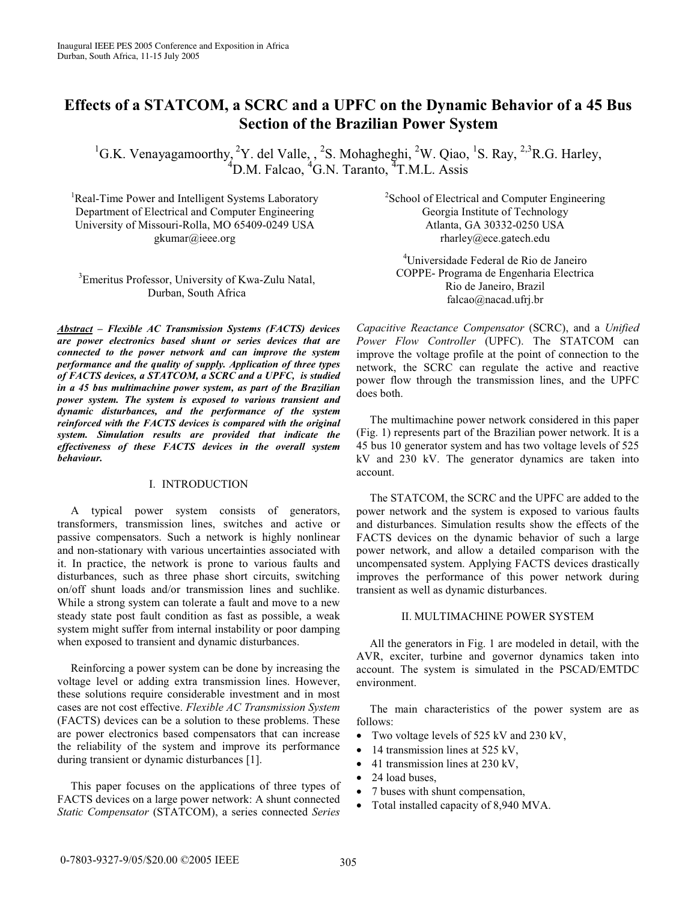# Effects of a STATCOM, a SCRC and a UPFC on the Dynamic Behavior of a 45 Bus Section of the Brazilian Power System

[1]G.K. Venayagamoorthy, [2]Y. del Valle, , [2]S. Mohagheghi, [2]W. Qiao, [1]S. Ray, [2,3]R.G. Harley, [4]D.M. Falcao, [4]G.N. Taranto, [4]T.M.L. Assis

[1]Real-Time Power and Intelligent Systems Laboratory
Department of Electrical and Computer Engineering
University of Missouri-Rolla, MO 65409-0249 USA
gkumar@ieee.org

[2]School of Electrical and Computer Engineering
Georgia Institute of Technology
Atlanta, GA 30332-0250 USA
rharley@ece.gatech.edu

[3]Emeritus Professor, University of Kwa-Zulu Natal,
Durban, South Africa

[4]Universidade Federal de Rio de Janeiro
COPPE- Programa de Engenharia Electrica
Rio de Janeiro, Brazil
falcao@nacad.ufrj.br

***Abstract* – *Flexible AC Transmission Systems (FACTS) devices are power electronics based shunt or series devices that are connected to the power network and can improve the system performance and the quality of supply. Application of three types of FACTS devices, a STATCOM, a SCRC and a UPFC, is studied in a 45 bus multimachine power system, as part of the Brazilian power system. The system is exposed to various transient and dynamic disturbances, and the performance of the system reinforced with the FACTS devices is compared with the original system. Simulation results are provided that indicate the effectiveness of these FACTS devices in the overall system behaviour.***

## I. INTRODUCTION

A typical power system consists of generators, transformers, transmission lines, switches and active or passive compensators. Such a network is highly nonlinear and non-stationary with various uncertainties associated with it. In practice, the network is prone to various faults and disturbances, such as three phase short circuits, switching on/off shunt loads and/or transmission lines and suchlike. While a strong system can tolerate a fault and move to a new steady state post fault condition as fast as possible, a weak system might suffer from internal instability or poor damping when exposed to transient and dynamic disturbances.

Reinforcing a power system can be done by increasing the voltage level or adding extra transmission lines. However, these solutions require considerable investment and in most cases are not cost effective. *Flexible AC Transmission System* (FACTS) devices can be a solution to these problems. These are power electronics based compensators that can increase the reliability of the system and improve its performance during transient or dynamic disturbances [1].

This paper focuses on the applications of three types of FACTS devices on a large power network: A shunt connected *Static Compensator* (STATCOM), a series connected *Series Capacitive Reactance Compensator* (SCRC), and a *Unified Power Flow Controller* (UPFC). The STATCOM can improve the voltage profile at the point of connection to the network, the SCRC can regulate the active and reactive power flow through the transmission lines, and the UPFC does both.

The multimachine power network considered in this paper (Fig. 1) represents part of the Brazilian power network. It is a 45 bus 10 generator system and has two voltage levels of 525 kV and 230 kV. The generator dynamics are taken into account.

The STATCOM, the SCRC and the UPFC are added to the power network and the system is exposed to various faults and disturbances. Simulation results show the effects of the FACTS devices on the dynamic behavior of such a large power network, and allow a detailed comparison with the uncompensated system. Applying FACTS devices drastically improves the performance of this power network during transient as well as dynamic disturbances.

## II. MULTIMACHINE POWER SYSTEM

All the generators in Fig. 1 are modeled in detail, with the AVR, exciter, turbine and governor dynamics taken into account. The system is simulated in the PSCAD/EMTDC environment.

The main characteristics of the power system are as follows:

- Two voltage levels of 525 kV and 230 kV,
- 14 transmission lines at 525 kV,
- 41 transmission lines at 230 kV,
- 24 load buses,
- 7 buses with shunt compensation,
- Total installed capacity of 8,940 MVA.

0-7803-9327-9/05/$20.00 ©2005 IEEE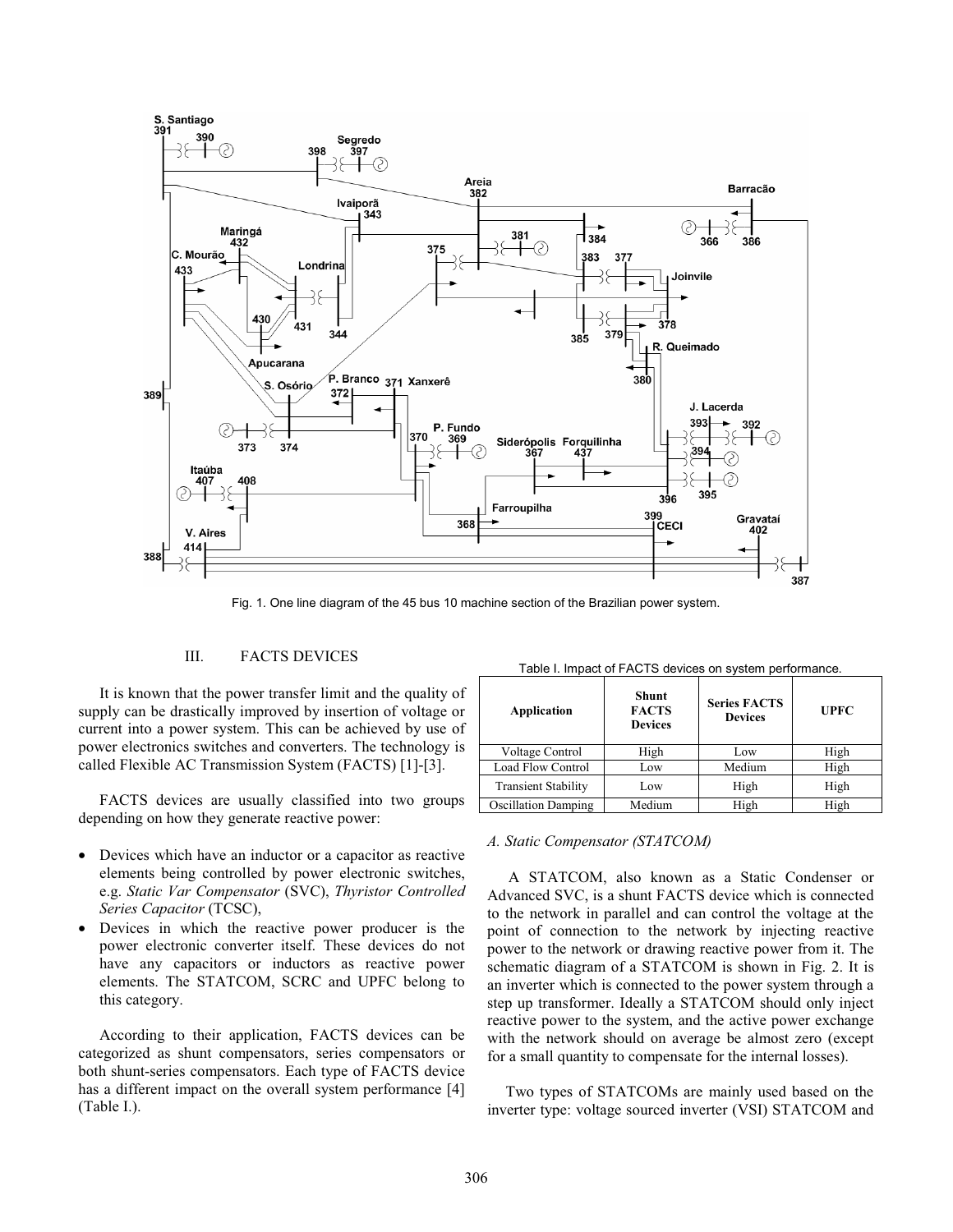Fig. 1. One line diagram of the 45 bus 10 machine section of the Brazilian power system.

## III. FACTS DEVICES

It is known that the power transfer limit and the quality of supply can be drastically improved by insertion of voltage or current into a power system. This can be achieved by use of power electronics switches and converters. The technology is called Flexible AC Transmission System (FACTS) [1]-[3].

FACTS devices are usually classified into two groups depending on how they generate reactive power:

- Devices which have an inductor or a capacitor as reactive elements being controlled by power electronic switches, e.g. *Static Var Compensator* (SVC), *Thyristor Controlled Series Capacitor* (TCSC),
- Devices in which the reactive power producer is the power electronic converter itself. These devices do not have any capacitors or inductors as reactive power elements. The STATCOM, SCRC and UPFC belong to this category.

According to their application, FACTS devices can be categorized as shunt compensators, series compensators or both shunt-series compensators. Each type of FACTS device has a different impact on the overall system performance [4] (Table I.).

Table I. Impact of FACTS devices on system performance.

| Application | Shunt FACTS Devices | Series FACTS Devices | UPFC |
|---|---|---|---|
| Voltage Control | High | Low | High |
| Load Flow Control | Low | Medium | High |
| Transient Stability | Low | High | High |
| Oscillation Damping | Medium | High | High |

### *A. Static Compensator (STATCOM)*

A STATCOM, also known as a Static Condenser or Advanced SVC, is a shunt FACTS device which is connected to the network in parallel and can control the voltage at the point of connection to the network by injecting reactive power to the network or drawing reactive power from it. The schematic diagram of a STATCOM is shown in Fig. 2. It is an inverter which is connected to the power system through a step up transformer. Ideally a STATCOM should only inject reactive power to the system, and the active power exchange with the network should on average be almost zero (except for a small quantity to compensate for the internal losses).

Two types of STATCOMs are mainly used based on the inverter type: voltage sourced inverter (VSI) STATCOM and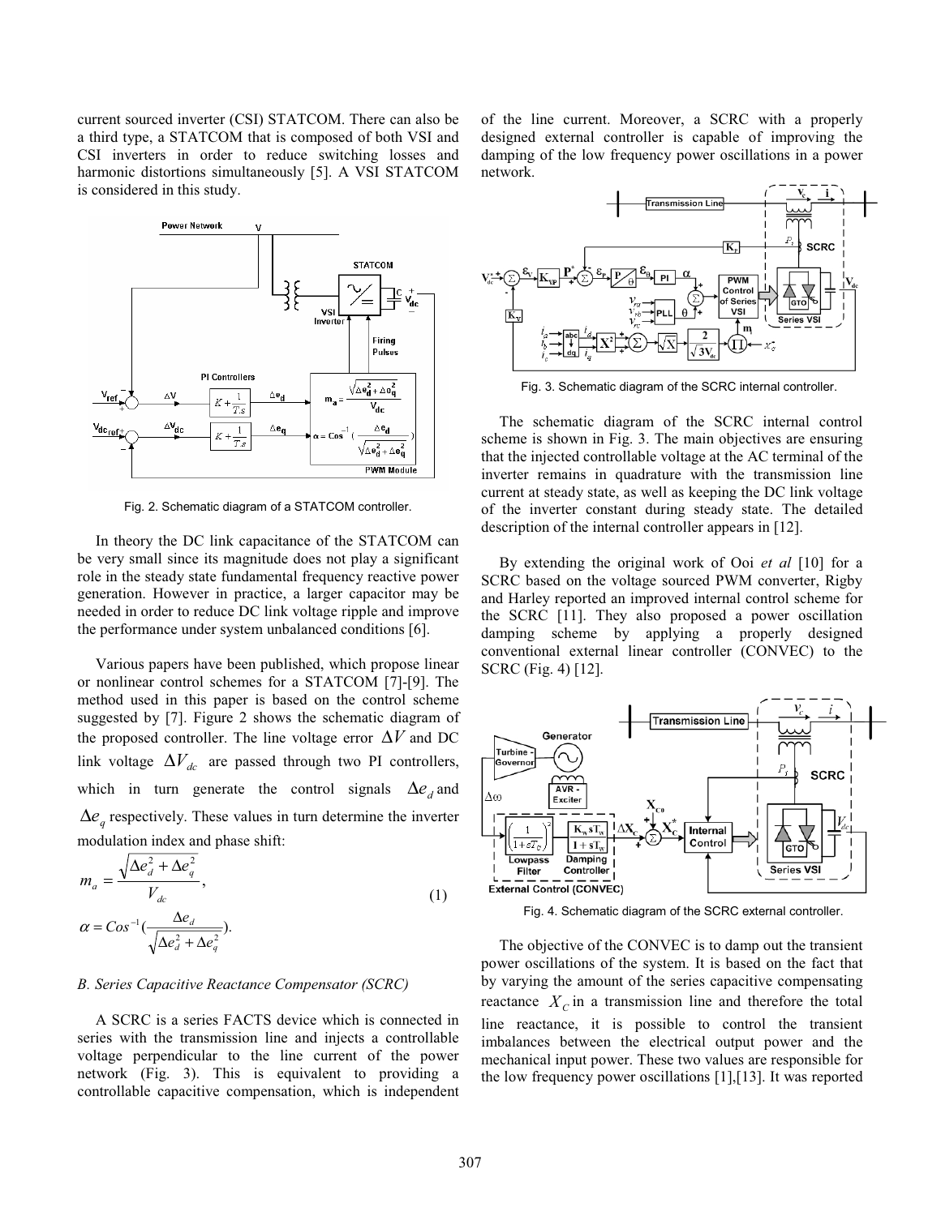current sourced inverter (CSI) STATCOM. There can also be a third type, a STATCOM that is composed of both VSI and CSI inverters in order to reduce switching losses and harmonic distortions simultaneously [5]. A VSI STATCOM is considered in this study.

Fig. 2. Schematic diagram of a STATCOM controller.

In theory the DC link capacitance of the STATCOM can be very small since its magnitude does not play a significant role in the steady state fundamental frequency reactive power generation. However in practice, a larger capacitor may be needed in order to reduce DC link voltage ripple and improve the performance under system unbalanced conditions [6].

Various papers have been published, which propose linear or nonlinear control schemes for a STATCOM [7]-[9]. The method used in this paper is based on the control scheme suggested by [7]. Figure 2 shows the schematic diagram of the proposed controller. The line voltage error $\Delta V$ and DC link voltage $\Delta V_{dc}$ are passed through two PI controllers, which in turn generate the control signals $\Delta e_d$ and $\Delta e_q$ respectively. These values in turn determine the inverter modulation index and phase shift:

$$m_a = \frac{\sqrt{\Delta e_d^2 + \Delta e_q^2}}{V_{dc}},$$
$$\alpha = Cos^{-1}\left(\frac{\Delta e_d}{\sqrt{\Delta e_d^2 + \Delta e_q^2}}\right). \tag{1}$$

### B. Series Capacitive Reactance Compensator (SCRC)

A SCRC is a series FACTS device which is connected in series with the transmission line and injects a controllable voltage perpendicular to the line current of the power network (Fig. 3). This is equivalent to providing a controllable capacitive compensation, which is independent of the line current. Moreover, a SCRC with a properly designed external controller is capable of improving the damping of the low frequency power oscillations in a power network.

Fig. 3. Schematic diagram of the SCRC internal controller.

The schematic diagram of the SCRC internal control scheme is shown in Fig. 3. The main objectives are ensuring that the injected controllable voltage at the AC terminal of the inverter remains in quadrature with the transmission line current at steady state, as well as keeping the DC link voltage of the inverter constant during steady state. The detailed description of the internal controller appears in [12].

By extending the original work of Ooi *et al* [10] for a SCRC based on the voltage sourced PWM converter, Rigby and Harley reported an improved internal control scheme for the SCRC [11]. They also proposed a power oscillation damping scheme by applying a properly designed conventional external linear controller (CONVEC) to the SCRC (Fig. 4) [12].

Fig. 4. Schematic diagram of the SCRC external controller.

The objective of the CONVEC is to damp out the transient power oscillations of the system. It is based on the fact that by varying the amount of the series capacitive compensating reactance $X_C$ in a transmission line and therefore the total line reactance, it is possible to control the transient imbalances between the electrical output power and the mechanical input power. These two values are responsible for the low frequency power oscillations [1],[13]. It was reported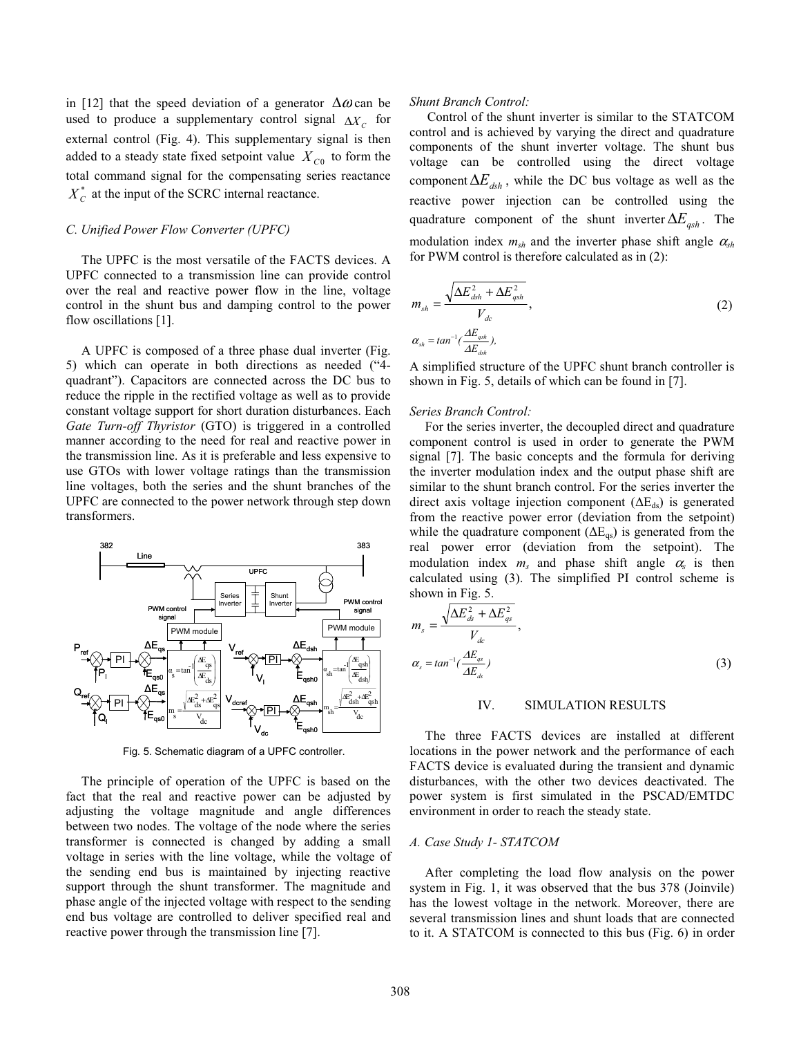in [12] that the speed deviation of a generator $\Delta\omega$ can be used to produce a supplementary control signal $\Delta X_C$ for external control (Fig. 4). This supplementary signal is then added to a steady state fixed setpoint value $X_{C0}$ to form the total command signal for the compensating series reactance $X_C^*$ at the input of the SCRC internal reactance.

### C. Unified Power Flow Converter (UPFC)

The UPFC is the most versatile of the FACTS devices. A UPFC connected to a transmission line can provide control over the real and reactive power flow in the line, voltage control in the shunt bus and damping control to the power flow oscillations [1].

A UPFC is composed of a three phase dual inverter (Fig. 5) which can operate in both directions as needed ("4-quadrant"). Capacitors are connected across the DC bus to reduce the ripple in the rectified voltage as well as to provide constant voltage support for short duration disturbances. Each *Gate Turn-off Thyristor* (GTO) is triggered in a controlled manner according to the need for real and reactive power in the transmission line. As it is preferable and less expensive to use GTOs with lower voltage ratings than the transmission line voltages, both the series and the shunt branches of the UPFC are connected to the power network through step down transformers.

Fig. 5. Schematic diagram of a UPFC controller.

The principle of operation of the UPFC is based on the fact that the real and reactive power can be adjusted by adjusting the voltage magnitude and angle differences between two nodes. The voltage of the node where the series transformer is connected is changed by adding a small voltage in series with the line voltage, while the voltage of the sending end bus is maintained by injecting reactive support through the shunt transformer. The magnitude and phase angle of the injected voltage with respect to the sending end bus voltage are controlled to deliver specified real and reactive power through the transmission line [7].

*Shunt Branch Control:*

Control of the shunt inverter is similar to the STATCOM control and is achieved by varying the direct and quadrature components of the shunt inverter voltage. The shunt bus voltage can be controlled using the direct voltage component $\Delta E_{dsh}$, while the DC bus voltage as well as the reactive power injection can be controlled using the quadrature component of the shunt inverter $\Delta E_{qsh}$. The modulation index $m_{sh}$ and the inverter phase shift angle $\alpha_{sh}$ for PWM control is therefore calculated as in (2):

$$m_{sh} = \frac{\sqrt{\Delta E_{dsh}^2 + \Delta E_{qsh}^2}}{V_{dc}}, \qquad (2)$$

$$\alpha_{sh} = tan^{-1}\left(\frac{\Delta E_{qsh}}{\Delta E_{dsh}}\right),$$

A simplified structure of the UPFC shunt branch controller is shown in Fig. 5, details of which can be found in [7].

*Series Branch Control:*

For the series inverter, the decoupled direct and quadrature component control is used in order to generate the PWM signal [7]. The basic concepts and the formula for deriving the inverter modulation index and the output phase shift are similar to the shunt branch control. For the series inverter the direct axis voltage injection component ($\Delta E_{ds}$) is generated from the reactive power error (deviation from the setpoint) while the quadrature component ($\Delta E_{qs}$) is generated from the real power error (deviation from the setpoint). The modulation index $m_s$ and phase shift angle $\alpha_s$ is then calculated using (3). The simplified PI control scheme is shown in Fig. 5.

$$m_s = \frac{\sqrt{\Delta E_{ds}^2 + \Delta E_{qs}^2}}{V_{dc}},$$

$$\alpha_s = tan^{-1}\left(\frac{\Delta E_{qs}}{\Delta E_{ds}}\right) \qquad (3)$$

## IV. SIMULATION RESULTS

The three FACTS devices are installed at different locations in the power network and the performance of each FACTS device is evaluated during the transient and dynamic disturbances, with the other two devices deactivated. The power system is first simulated in the PSCAD/EMTDC environment in order to reach the steady state.

### A. Case Study 1- STATCOM

After completing the load flow analysis on the power system in Fig. 1, it was observed that the bus 378 (Joinvile) has the lowest voltage in the network. Moreover, there are several transmission lines and shunt loads that are connected to it. A STATCOM is connected to this bus (Fig. 6) in order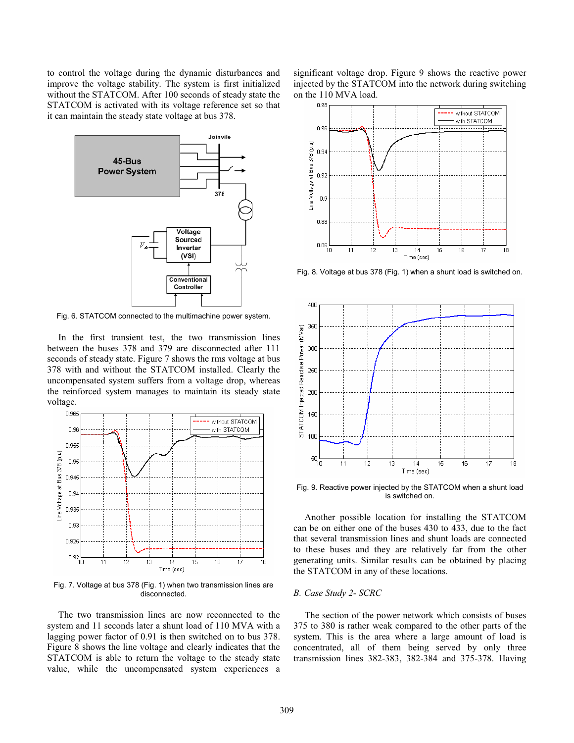to control the voltage during the dynamic disturbances and improve the voltage stability. The system is first initialized without the STATCOM. After 100 seconds of steady state the STATCOM is activated with its voltage reference set so that it can maintain the steady state voltage at bus 378.

Fig. 6. STATCOM connected to the multimachine power system.

In the first transient test, the two transmission lines between the buses 378 and 379 are disconnected after 111 seconds of steady state. Figure 7 shows the rms voltage at bus 378 with and without the STATCOM installed. Clearly the uncompensated system suffers from a voltage drop, whereas the reinforced system manages to maintain its steady state voltage.

Fig. 7. Voltage at bus 378 (Fig. 1) when two transmission lines are disconnected.

The two transmission lines are now reconnected to the system and 11 seconds later a shunt load of 110 MVA with a lagging power factor of 0.91 is then switched on to bus 378. Figure 8 shows the line voltage and clearly indicates that the STATCOM is able to return the voltage to the steady state value, while the uncompensated system experiences a significant voltage drop. Figure 9 shows the reactive power injected by the STATCOM into the network during switching on the 110 MVA load.

Fig. 8. Voltage at bus 378 (Fig. 1) when a shunt load is switched on.

Fig. 9. Reactive power injected by the STATCOM when a shunt load is switched on.

Another possible location for installing the STATCOM can be on either one of the buses 430 to 433, due to the fact that several transmission lines and shunt loads are connected to these buses and they are relatively far from the other generating units. Similar results can be obtained by placing the STATCOM in any of these locations.

### *B. Case Study 2- SCRC*

The section of the power network which consists of buses 375 to 380 is rather weak compared to the other parts of the system. This is the area where a large amount of load is concentrated, all of them being served by only three transmission lines 382-383, 382-384 and 375-378. Having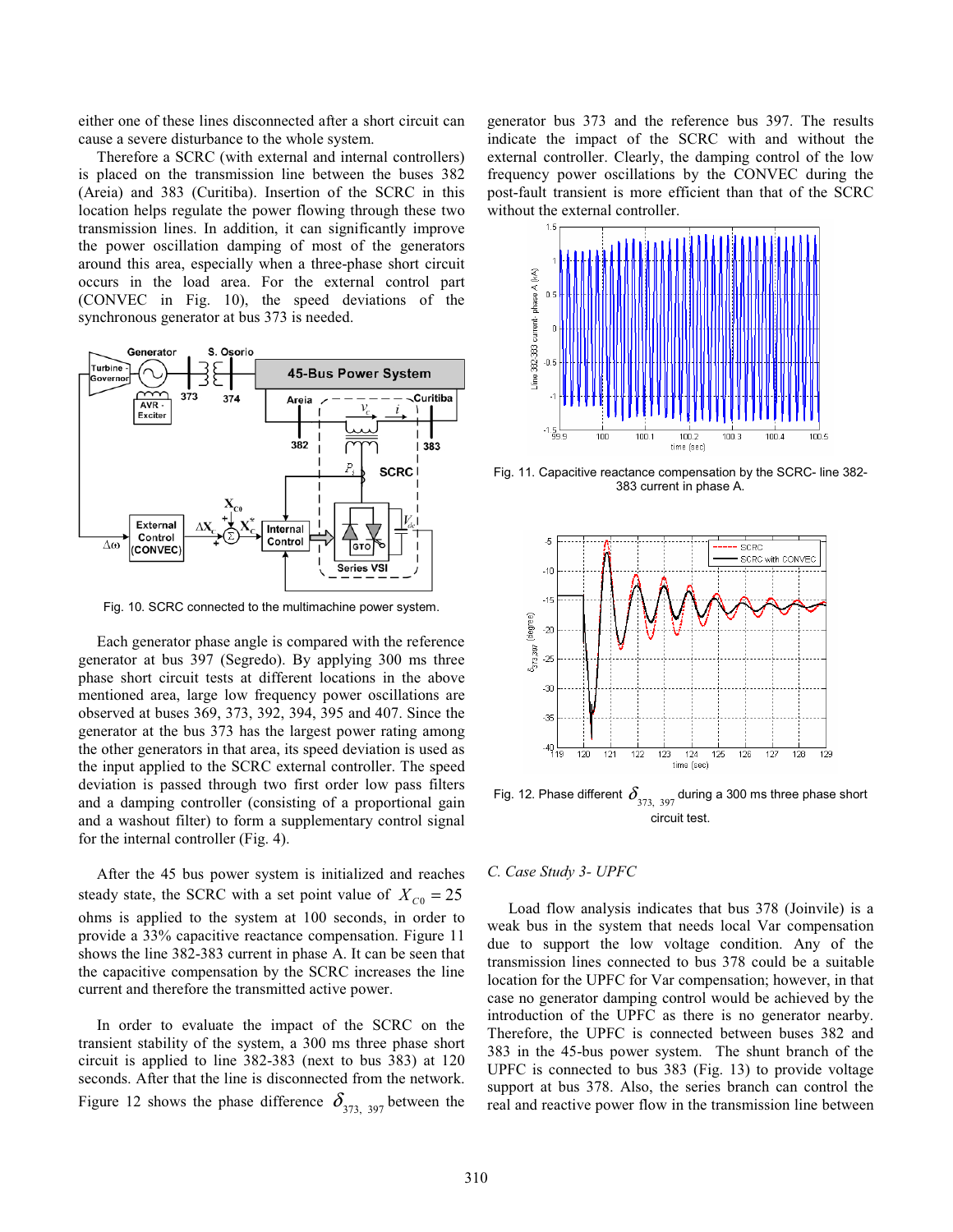either one of these lines disconnected after a short circuit can cause a severe disturbance to the whole system.

Therefore a SCRC (with external and internal controllers) is placed on the transmission line between the buses 382 (Areia) and 383 (Curitiba). Insertion of the SCRC in this location helps regulate the power flowing through these two transmission lines. In addition, it can significantly improve the power oscillation damping of most of the generators around this area, especially when a three-phase short circuit occurs in the load area. For the external control part (CONVEC in Fig. 10), the speed deviations of the synchronous generator at bus 373 is needed.

Fig. 10. SCRC connected to the multimachine power system.

Each generator phase angle is compared with the reference generator at bus 397 (Segredo). By applying 300 ms three phase short circuit tests at different locations in the above mentioned area, large low frequency power oscillations are observed at buses 369, 373, 392, 394, 395 and 407. Since the generator at the bus 373 has the largest power rating among the other generators in that area, its speed deviation is used as the input applied to the SCRC external controller. The speed deviation is passed through two first order low pass filters and a damping controller (consisting of a proportional gain and a washout filter) to form a supplementary control signal for the internal controller (Fig. 4).

After the 45 bus power system is initialized and reaches steady state, the SCRC with a set point value of $X_{C0} = 25$ ohms is applied to the system at 100 seconds, in order to provide a 33% capacitive reactance compensation. Figure 11 shows the line 382-383 current in phase A. It can be seen that the capacitive compensation by the SCRC increases the line current and therefore the transmitted active power.

In order to evaluate the impact of the SCRC on the transient stability of the system, a 300 ms three phase short circuit is applied to line 382-383 (next to bus 383) at 120 seconds. After that the line is disconnected from the network. Figure 12 shows the phase difference $\delta_{373,\ 397}$ between the generator bus 373 and the reference bus 397. The results indicate the impact of the SCRC with and without the external controller. Clearly, the damping control of the low frequency power oscillations by the CONVEC during the post-fault transient is more efficient than that of the SCRC without the external controller.

Fig. 11. Capacitive reactance compensation by the SCRC- line 382-383 current in phase A.

Fig. 12. Phase different $\delta_{373,\ 397}$ during a 300 ms three phase short circuit test.

### C. Case Study 3- UPFC

Load flow analysis indicates that bus 378 (Joinvile) is a weak bus in the system that needs local Var compensation due to support the low voltage condition. Any of the transmission lines connected to bus 378 could be a suitable location for the UPFC for Var compensation; however, in that case no generator damping control would be achieved by the introduction of the UPFC as there is no generator nearby. Therefore, the UPFC is connected between buses 382 and 383 in the 45-bus power system. The shunt branch of the UPFC is connected to bus 383 (Fig. 13) to provide voltage support at bus 378. Also, the series branch can control the real and reactive power flow in the transmission line between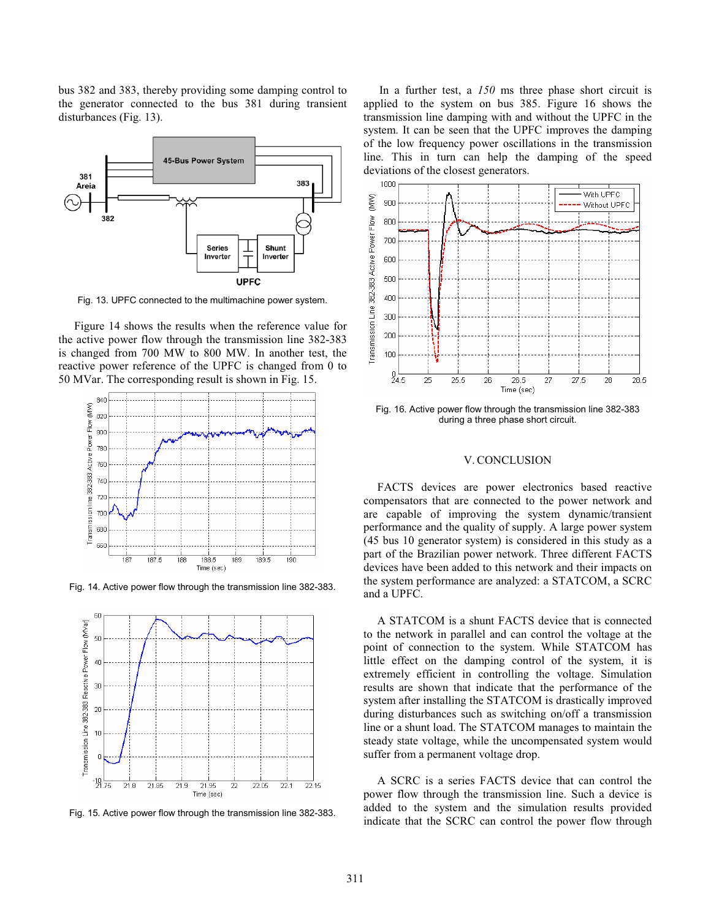bus 382 and 383, thereby providing some damping control to the generator connected to the bus 381 during transient disturbances (Fig. 13).

Fig. 13. UPFC connected to the multimachine power system.

Figure 14 shows the results when the reference value for the active power flow through the transmission line 382-383 is changed from 700 MW to 800 MW. In another test, the reactive power reference of the UPFC is changed from 0 to 50 MVar. The corresponding result is shown in Fig. 15.

Fig. 14. Active power flow through the transmission line 382-383.

Fig. 15. Active power flow through the transmission line 382-383.

In a further test, a *150* ms three phase short circuit is applied to the system on bus 385. Figure 16 shows the transmission line damping with and without the UPFC in the system. It can be seen that the UPFC improves the damping of the low frequency power oscillations in the transmission line. This in turn can help the damping of the speed deviations of the closest generators.

Fig. 16. Active power flow through the transmission line 382-383 during a three phase short circuit.

## V. CONCLUSION

FACTS devices are power electronics based reactive compensators that are connected to the power network and are capable of improving the system dynamic/transient performance and the quality of supply. A large power system (45 bus 10 generator system) is considered in this study as a part of the Brazilian power network. Three different FACTS devices have been added to this network and their impacts on the system performance are analyzed: a STATCOM, a SCRC and a UPFC.

A STATCOM is a shunt FACTS device that is connected to the network in parallel and can control the voltage at the point of connection to the system. While STATCOM has little effect on the damping control of the system, it is extremely efficient in controlling the voltage. Simulation results are shown that indicate that the performance of the system after installing the STATCOM is drastically improved during disturbances such as switching on/off a transmission line or a shunt load. The STATCOM manages to maintain the steady state voltage, while the uncompensated system would suffer from a permanent voltage drop.

A SCRC is a series FACTS device that can control the power flow through the transmission line. Such a device is added to the system and the simulation results provided indicate that the SCRC can control the power flow through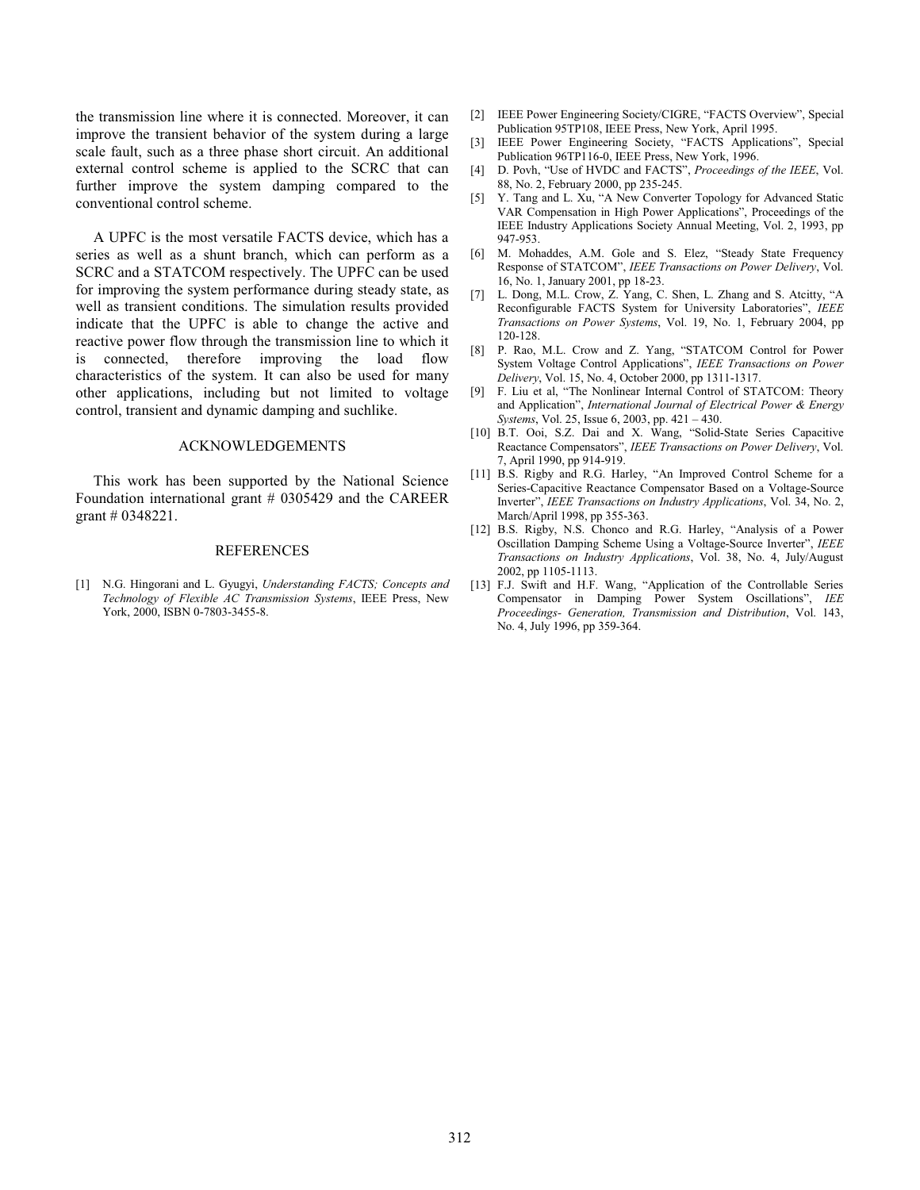the transmission line where it is connected. Moreover, it can improve the transient behavior of the system during a large scale fault, such as a three phase short circuit. An additional external control scheme is applied to the SCRC that can further improve the system damping compared to the conventional control scheme.

A UPFC is the most versatile FACTS device, which has a series as well as a shunt branch, which can perform as a SCRC and a STATCOM respectively. The UPFC can be used for improving the system performance during steady state, as well as transient conditions. The simulation results provided indicate that the UPFC is able to change the active and reactive power flow through the transmission line to which it is connected, therefore improving the load flow characteristics of the system. It can also be used for many other applications, including but not limited to voltage control, transient and dynamic damping and suchlike.

## ACKNOWLEDGEMENTS

This work has been supported by the National Science Foundation international grant # 0305429 and the CAREER grant # 0348221.

## REFERENCES

[1] N.G. Hingorani and L. Gyugyi, *Understanding FACTS; Concepts and Technology of Flexible AC Transmission Systems*, IEEE Press, New York, 2000, ISBN 0-7803-3455-8.

[2] IEEE Power Engineering Society/CIGRE, "FACTS Overview", Special Publication 95TP108, IEEE Press, New York, April 1995.

[3] IEEE Power Engineering Society, "FACTS Applications", Special Publication 96TP116-0, IEEE Press, New York, 1996.

[4] D. Povh, "Use of HVDC and FACTS", *Proceedings of the IEEE*, Vol. 88, No. 2, February 2000, pp 235-245.

[5] Y. Tang and L. Xu, "A New Converter Topology for Advanced Static VAR Compensation in High Power Applications", Proceedings of the IEEE Industry Applications Society Annual Meeting, Vol. 2, 1993, pp 947-953.

[6] M. Mohaddes, A.M. Gole and S. Elez, "Steady State Frequency Response of STATCOM", *IEEE Transactions on Power Delivery*, Vol. 16, No. 1, January 2001, pp 18-23.

[7] L. Dong, M.L. Crow, Z. Yang, C. Shen, L. Zhang and S. Atcitty, "A Reconfigurable FACTS System for University Laboratories", *IEEE Transactions on Power Systems*, Vol. 19, No. 1, February 2004, pp 120-128.

[8] P. Rao, M.L. Crow and Z. Yang, "STATCOM Control for Power System Voltage Control Applications", *IEEE Transactions on Power Delivery*, Vol. 15, No. 4, October 2000, pp 1311-1317.

[9] F. Liu et al, "The Nonlinear Internal Control of STATCOM: Theory and Application", *International Journal of Electrical Power & Energy Systems*, Vol. 25, Issue 6, 2003, pp. 421 – 430.

[10] B.T. Ooi, S.Z. Dai and X. Wang, "Solid-State Series Capacitive Reactance Compensators", *IEEE Transactions on Power Delivery*, Vol. 7, April 1990, pp 914-919.

[11] B.S. Rigby and R.G. Harley, "An Improved Control Scheme for a Series-Capacitive Reactance Compensator Based on a Voltage-Source Inverter", *IEEE Transactions on Industry Applications*, Vol. 34, No. 2, March/April 1998, pp 355-363.

[12] B.S. Rigby, N.S. Chonco and R.G. Harley, "Analysis of a Power Oscillation Damping Scheme Using a Voltage-Source Inverter", *IEEE Transactions on Industry Applications*, Vol. 38, No. 4, July/August 2002, pp 1105-1113.

[13] F.J. Swift and H.F. Wang, "Application of the Controllable Series Compensator in Damping Power System Oscillations", *IEE Proceedings- Generation, Transmission and Distribution*, Vol. 143, No. 4, July 1996, pp 359-364.